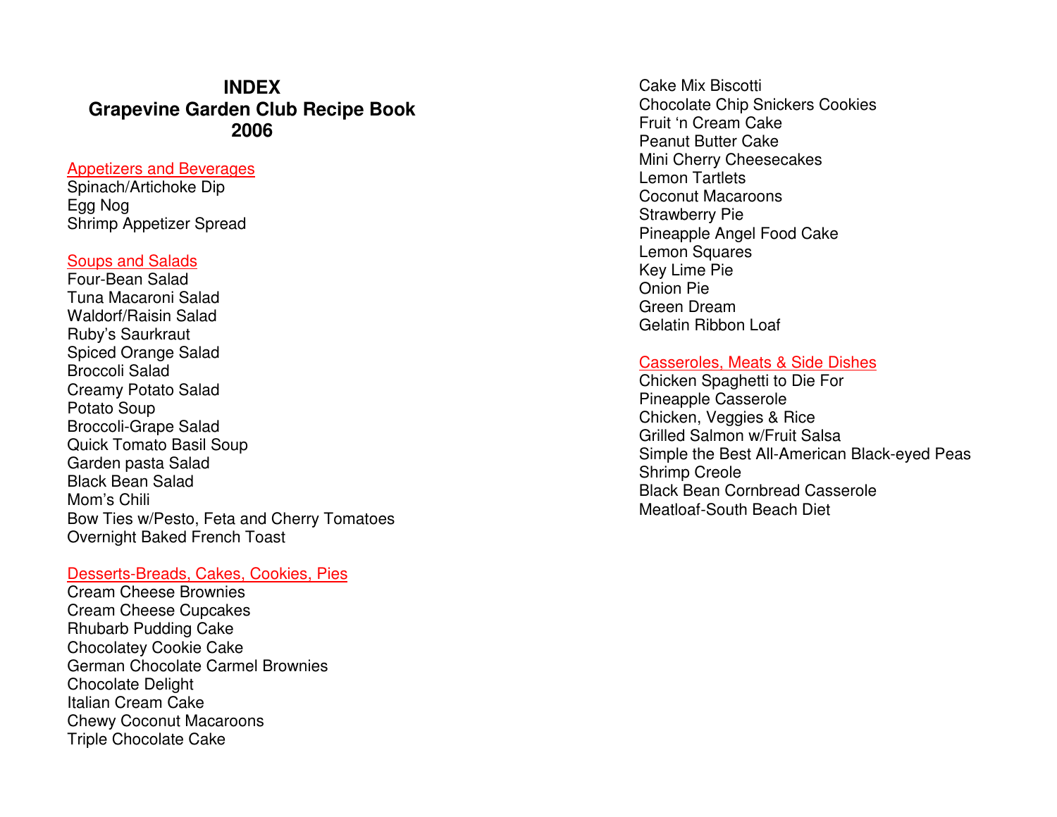# INDEX
# Grapevine Garden Club Recipe Book
# 2006

## Appetizers and Beverages

Spinach/Artichoke Dip
Egg Nog
Shrimp Appetizer Spread

## Soups and Salads

Four-Bean Salad
Tuna Macaroni Salad
Waldorf/Raisin Salad
Ruby's Saurkraut
Spiced Orange Salad
Broccoli Salad
Creamy Potato Salad
Potato Soup
Broccoli-Grape Salad
Quick Tomato Basil Soup
Garden pasta Salad
Black Bean Salad
Mom's Chili
Bow Ties w/Pesto, Feta and Cherry Tomatoes
Overnight Baked French Toast

## Desserts-Breads, Cakes, Cookies, Pies

Cream Cheese Brownies
Cream Cheese Cupcakes
Rhubarb Pudding Cake
Chocolatey Cookie Cake
German Chocolate Carmel Brownies
Chocolate Delight
Italian Cream Cake
Chewy Coconut Macaroons
Triple Chocolate Cake
Cake Mix Biscotti
Chocolate Chip Snickers Cookies
Fruit 'n Cream Cake
Peanut Butter Cake
Mini Cherry Cheesecakes
Lemon Tartlets
Coconut Macaroons
Strawberry Pie
Pineapple Angel Food Cake
Lemon Squares
Key Lime Pie
Onion Pie
Green Dream
Gelatin Ribbon Loaf

## Casseroles, Meats & Side Dishes

Chicken Spaghetti to Die For
Pineapple Casserole
Chicken, Veggies & Rice
Grilled Salmon w/Fruit Salsa
Simple the Best All-American Black-eyed Peas
Shrimp Creole
Black Bean Cornbread Casserole
Meatloaf-South Beach Diet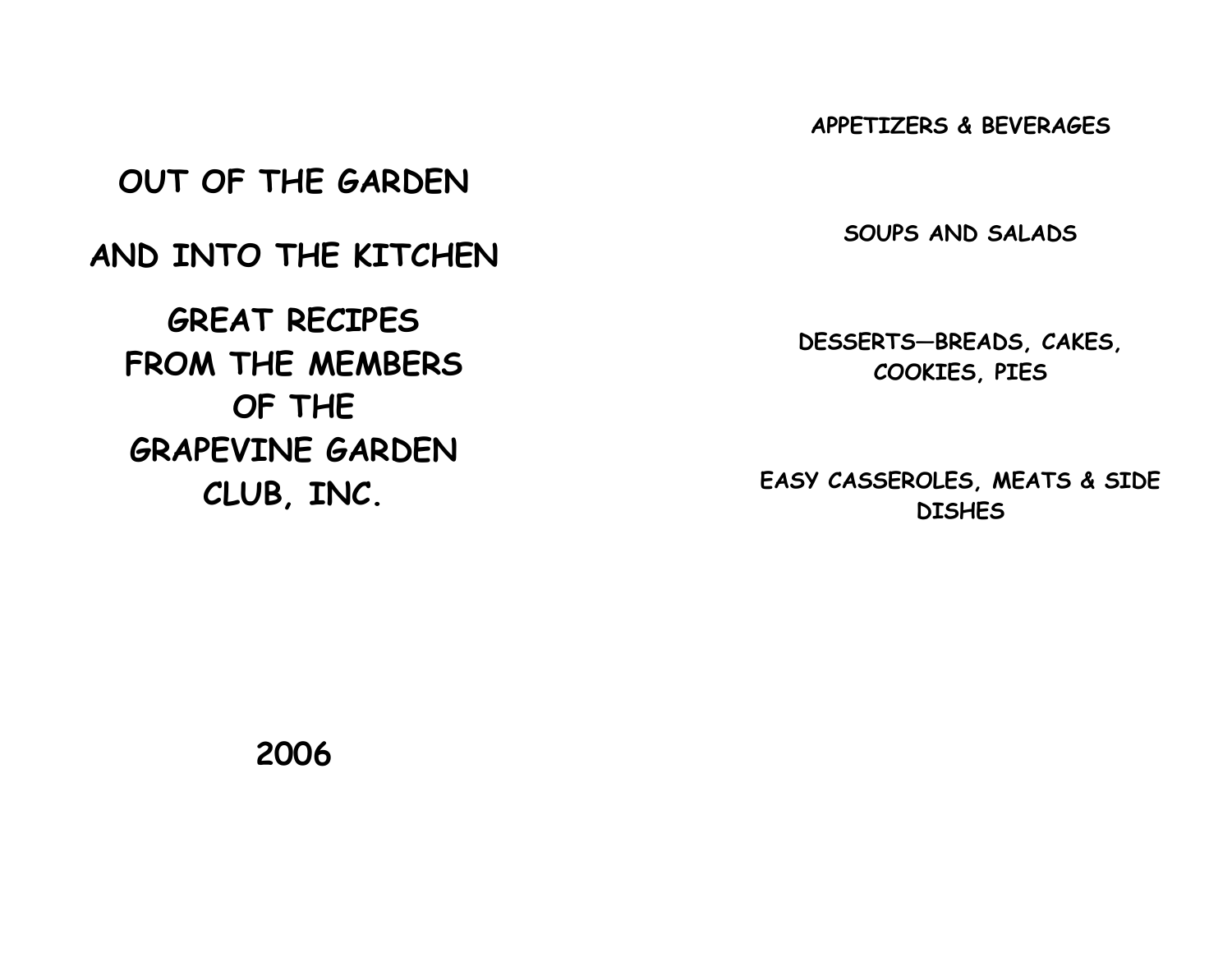# OUT OF THE GARDEN

# AND INTO THE KITCHEN

## GREAT RECIPES FROM THE MEMBERS OF THE GRAPEVINE GARDEN CLUB, INC.

**2006**

**APPETIZERS & BEVERAGES**

**SOUPS AND SALADS**

**DESSERTS—BREADS, CAKES, COOKIES, PIES**

**EASY CASSEROLES, MEATS & SIDE DISHES**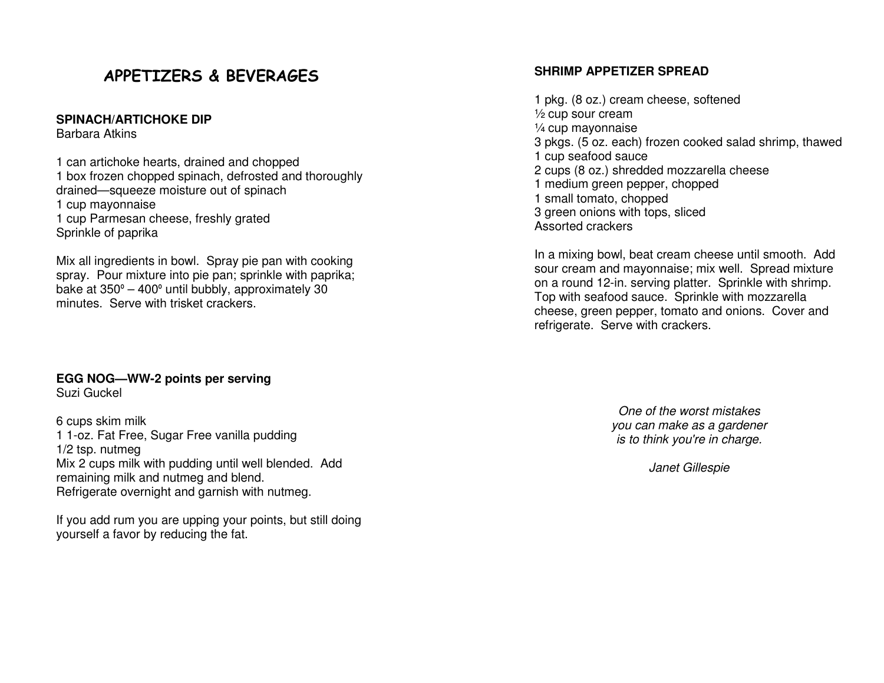# APPETIZERS & BEVERAGES

**SPINACH/ARTICHOKE DIP**
Barbara Atkins

1 can artichoke hearts, drained and chopped
1 box frozen chopped spinach, defrosted and thoroughly drained—squeeze moisture out of spinach
1 cup mayonnaise
1 cup Parmesan cheese, freshly grated
Sprinkle of paprika

Mix all ingredients in bowl. Spray pie pan with cooking spray. Pour mixture into pie pan; sprinkle with paprika; bake at 350º – 400º until bubbly, approximately 30 minutes. Serve with trisket crackers.

**EGG NOG—WW-2 points per serving**
Suzi Guckel

6 cups skim milk
1 1-oz. Fat Free, Sugar Free vanilla pudding
1/2 tsp. nutmeg
Mix 2 cups milk with pudding until well blended. Add remaining milk and nutmeg and blend.
Refrigerate overnight and garnish with nutmeg.

If you add rum you are upping your points, but still doing yourself a favor by reducing the fat.

**SHRIMP APPETIZER SPREAD**

1 pkg. (8 oz.) cream cheese, softened
½ cup sour cream
¼ cup mayonnaise
3 pkgs. (5 oz. each) frozen cooked salad shrimp, thawed
1 cup seafood sauce
2 cups (8 oz.) shredded mozzarella cheese
1 medium green pepper, chopped
1 small tomato, chopped
3 green onions with tops, sliced
Assorted crackers

In a mixing bowl, beat cream cheese until smooth. Add sour cream and mayonnaise; mix well. Spread mixture on a round 12-in. serving platter. Sprinkle with shrimp. Top with seafood sauce. Sprinkle with mozzarella cheese, green pepper, tomato and onions. Cover and refrigerate. Serve with crackers.

*One of the worst mistakes you can make as a gardener is to think you're in charge.*

*Janet Gillespie*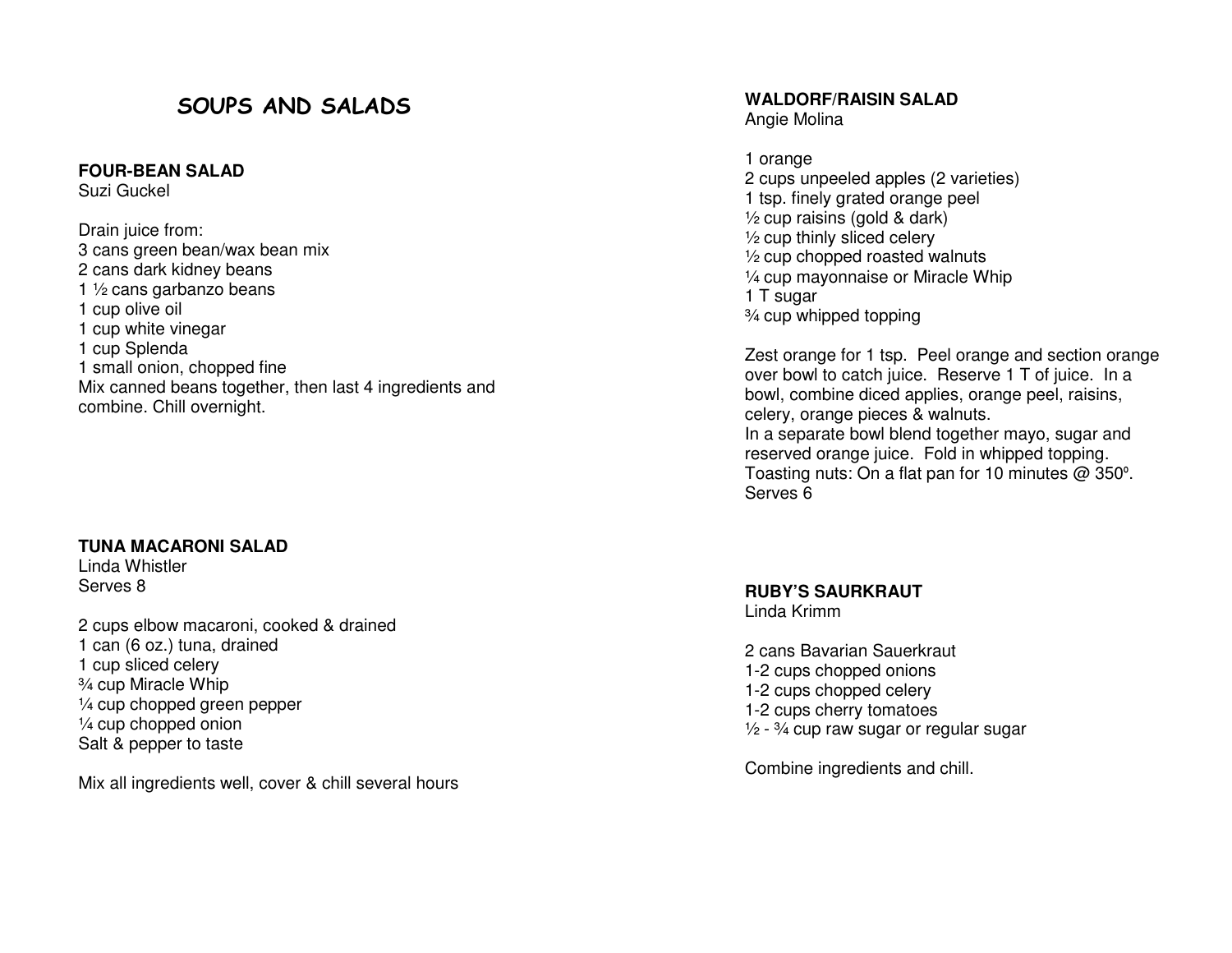# SOUPS AND SALADS

**FOUR-BEAN SALAD**
Suzi Guckel

Drain juice from:
3 cans green bean/wax bean mix
2 cans dark kidney beans
1 ½ cans garbanzo beans
1 cup olive oil
1 cup white vinegar
1 cup Splenda
1 small onion, chopped fine
Mix canned beans together, then last 4 ingredients and combine. Chill overnight.

**TUNA MACARONI SALAD**
Linda Whistler
Serves 8

2 cups elbow macaroni, cooked & drained
1 can (6 oz.) tuna, drained
1 cup sliced celery
¾ cup Miracle Whip
¼ cup chopped green pepper
¼ cup chopped onion
Salt & pepper to taste

Mix all ingredients well, cover & chill several hours

**WALDORF/RAISIN SALAD**
Angie Molina

1 orange
2 cups unpeeled apples (2 varieties)
1 tsp. finely grated orange peel
½ cup raisins (gold & dark)
½ cup thinly sliced celery
½ cup chopped roasted walnuts
¼ cup mayonnaise or Miracle Whip
1 T sugar
¾ cup whipped topping

Zest orange for 1 tsp. Peel orange and section orange over bowl to catch juice. Reserve 1 T of juice. In a bowl, combine diced applies, orange peel, raisins, celery, orange pieces & walnuts.
In a separate bowl blend together mayo, sugar and reserved orange juice. Fold in whipped topping.
Toasting nuts: On a flat pan for 10 minutes @ 350º.
Serves 6

**RUBY'S SAURKRAUT**
Linda Krimm

2 cans Bavarian Sauerkraut
1-2 cups chopped onions
1-2 cups chopped celery
1-2 cups cherry tomatoes
½ - ¾ cup raw sugar or regular sugar

Combine ingredients and chill.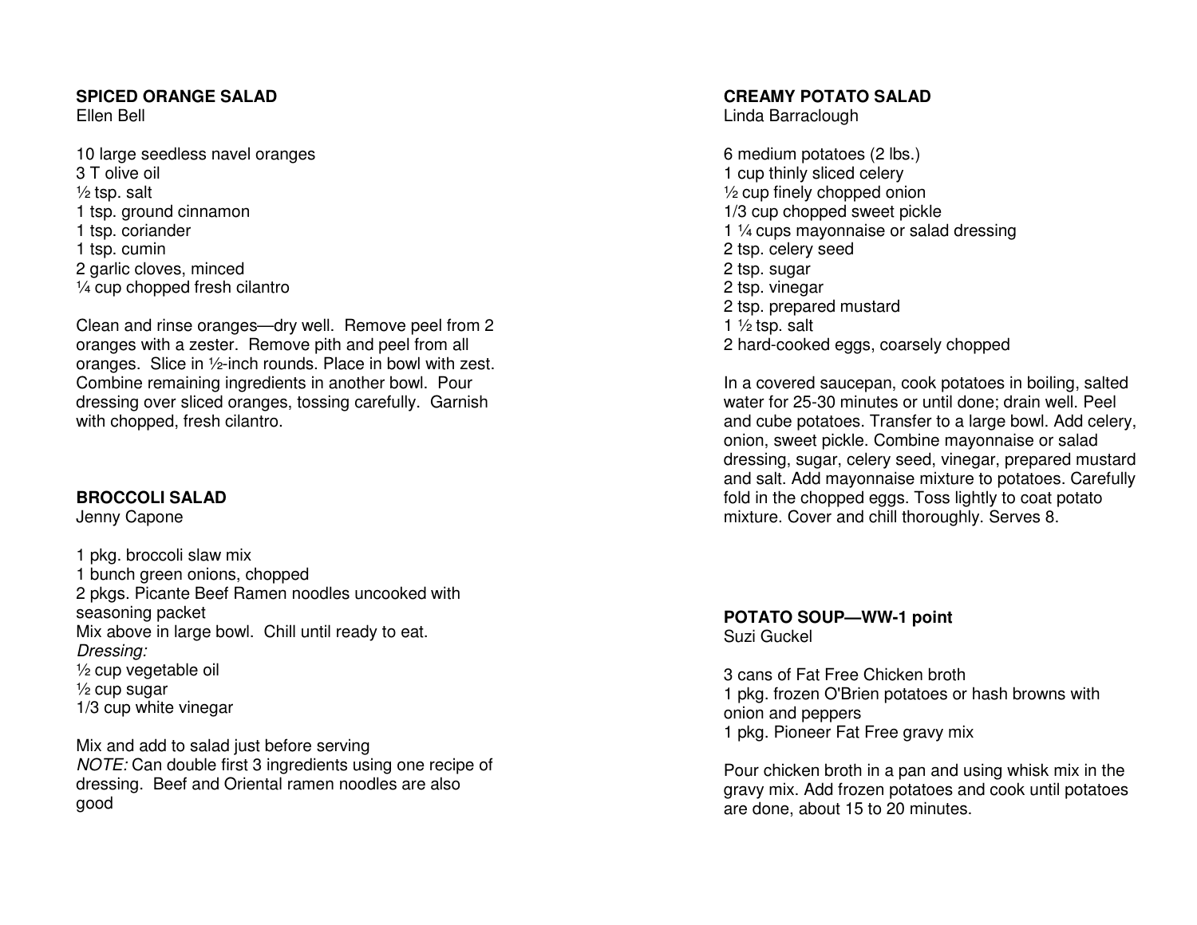## SPICED ORANGE SALAD
Ellen Bell

10 large seedless navel oranges
3 T olive oil
½ tsp. salt
1 tsp. ground cinnamon
1 tsp. coriander
1 tsp. cumin
2 garlic cloves, minced
¼ cup chopped fresh cilantro

Clean and rinse oranges—dry well. Remove peel from 2 oranges with a zester. Remove pith and peel from all oranges. Slice in ½-inch rounds. Place in bowl with zest. Combine remaining ingredients in another bowl. Pour dressing over sliced oranges, tossing carefully. Garnish with chopped, fresh cilantro.

## BROCCOLI SALAD
Jenny Capone

1 pkg. broccoli slaw mix
1 bunch green onions, chopped
2 pkgs. Picante Beef Ramen noodles uncooked with seasoning packet
Mix above in large bowl. Chill until ready to eat.
*Dressing:*
½ cup vegetable oil
½ cup sugar
1/3 cup white vinegar

Mix and add to salad just before serving
*NOTE:* Can double first 3 ingredients using one recipe of dressing. Beef and Oriental ramen noodles are also good

## CREAMY POTATO SALAD
Linda Barraclough

6 medium potatoes (2 lbs.)
1 cup thinly sliced celery
½ cup finely chopped onion
1/3 cup chopped sweet pickle
1 ¼ cups mayonnaise or salad dressing
2 tsp. celery seed
2 tsp. sugar
2 tsp. vinegar
2 tsp. prepared mustard
1 ½ tsp. salt
2 hard-cooked eggs, coarsely chopped

In a covered saucepan, cook potatoes in boiling, salted water for 25-30 minutes or until done; drain well. Peel and cube potatoes. Transfer to a large bowl. Add celery, onion, sweet pickle. Combine mayonnaise or salad dressing, sugar, celery seed, vinegar, prepared mustard and salt. Add mayonnaise mixture to potatoes. Carefully fold in the chopped eggs. Toss lightly to coat potato mixture. Cover and chill thoroughly. Serves 8.

## POTATO SOUP—WW-1 point
Suzi Guckel

3 cans of Fat Free Chicken broth
1 pkg. frozen O'Brien potatoes or hash browns with onion and peppers
1 pkg. Pioneer Fat Free gravy mix

Pour chicken broth in a pan and using whisk mix in the gravy mix. Add frozen potatoes and cook until potatoes are done, about 15 to 20 minutes.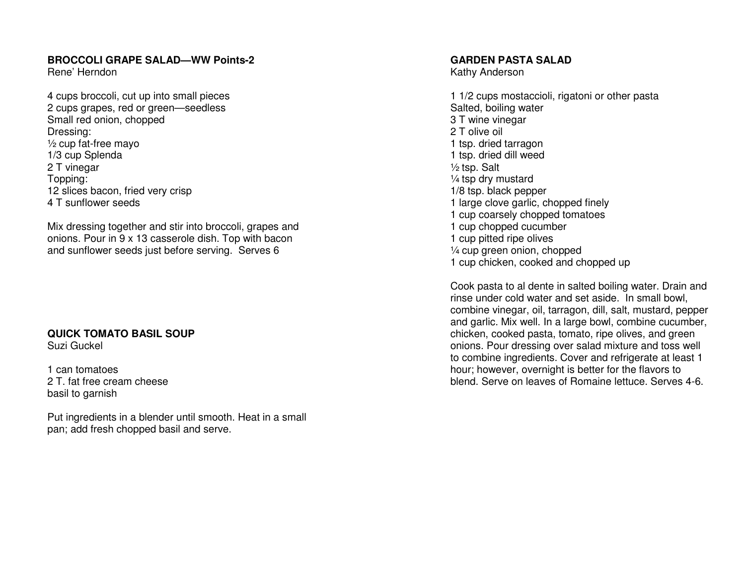**BROCCOLI GRAPE SALAD—WW Points-2**
Rene' Herndon

4 cups broccoli, cut up into small pieces
2 cups grapes, red or green—seedless
Small red onion, chopped
Dressing:
½ cup fat-free mayo
1/3 cup Splenda
2 T vinegar
Topping:
12 slices bacon, fried very crisp
4 T sunflower seeds

Mix dressing together and stir into broccoli, grapes and onions. Pour in 9 x 13 casserole dish. Top with bacon and sunflower seeds just before serving. Serves 6

**QUICK TOMATO BASIL SOUP**
Suzi Guckel

1 can tomatoes
2 T. fat free cream cheese
basil to garnish

Put ingredients in a blender until smooth. Heat in a small pan; add fresh chopped basil and serve.

**GARDEN PASTA SALAD**
Kathy Anderson

1 1/2 cups mostaccioli, rigatoni or other pasta
Salted, boiling water
3 T wine vinegar
2 T olive oil
1 tsp. dried tarragon
1 tsp. dried dill weed
½ tsp. Salt
¼ tsp dry mustard
1/8 tsp. black pepper
1 large clove garlic, chopped finely
1 cup coarsely chopped tomatoes
1 cup chopped cucumber
1 cup pitted ripe olives
¼ cup green onion, chopped
1 cup chicken, cooked and chopped up

Cook pasta to al dente in salted boiling water. Drain and rinse under cold water and set aside. In small bowl, combine vinegar, oil, tarragon, dill, salt, mustard, pepper and garlic. Mix well. In a large bowl, combine cucumber, chicken, cooked pasta, tomato, ripe olives, and green onions. Pour dressing over salad mixture and toss well to combine ingredients. Cover and refrigerate at least 1 hour; however, overnight is better for the flavors to blend. Serve on leaves of Romaine lettuce. Serves 4-6.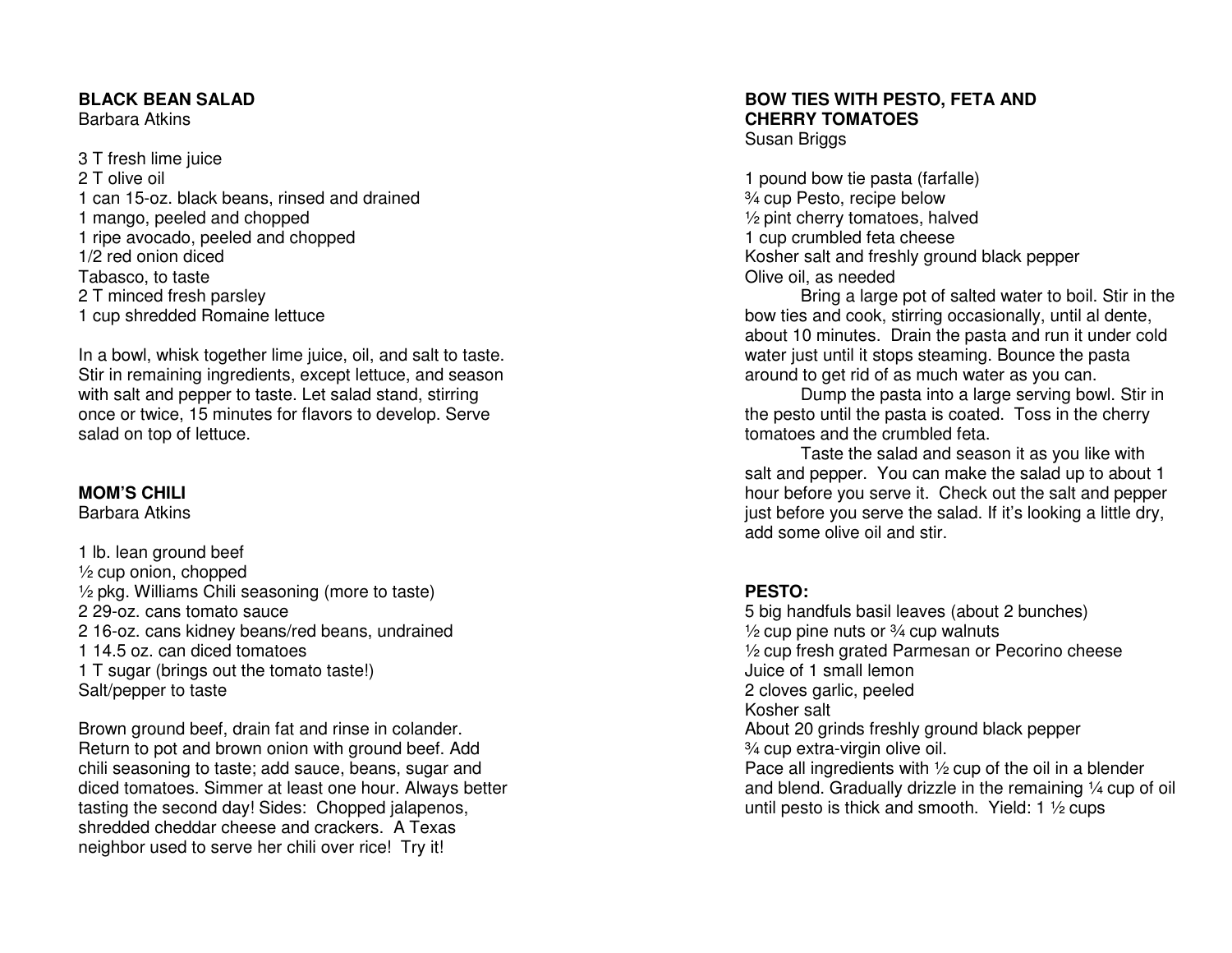## BLACK BEAN SALAD

Barbara Atkins

3 T fresh lime juice
2 T olive oil
1 can 15-oz. black beans, rinsed and drained
1 mango, peeled and chopped
1 ripe avocado, peeled and chopped
1/2 red onion diced
Tabasco, to taste
2 T minced fresh parsley
1 cup shredded Romaine lettuce

In a bowl, whisk together lime juice, oil, and salt to taste. Stir in remaining ingredients, except lettuce, and season with salt and pepper to taste. Let salad stand, stirring once or twice, 15 minutes for flavors to develop. Serve salad on top of lettuce.

## MOM'S CHILI

Barbara Atkins

1 lb. lean ground beef
½ cup onion, chopped
½ pkg. Williams Chili seasoning (more to taste)
2 29-oz. cans tomato sauce
2 16-oz. cans kidney beans/red beans, undrained
1 14.5 oz. can diced tomatoes
1 T sugar (brings out the tomato taste!)
Salt/pepper to taste

Brown ground beef, drain fat and rinse in colander. Return to pot and brown onion with ground beef. Add chili seasoning to taste; add sauce, beans, sugar and diced tomatoes. Simmer at least one hour. Always better tasting the second day! Sides: Chopped jalapenos, shredded cheddar cheese and crackers. A Texas neighbor used to serve her chili over rice! Try it!

## BOW TIES WITH PESTO, FETA AND CHERRY TOMATOES

Susan Briggs

1 pound bow tie pasta (farfalle)
¾ cup Pesto, recipe below
½ pint cherry tomatoes, halved
1 cup crumbled feta cheese
Kosher salt and freshly ground black pepper
Olive oil, as needed

Bring a large pot of salted water to boil. Stir in the bow ties and cook, stirring occasionally, until al dente, about 10 minutes. Drain the pasta and run it under cold water just until it stops steaming. Bounce the pasta around to get rid of as much water as you can.

Dump the pasta into a large serving bowl. Stir in the pesto until the pasta is coated. Toss in the cherry tomatoes and the crumbled feta.

Taste the salad and season it as you like with salt and pepper. You can make the salad up to about 1 hour before you serve it. Check out the salt and pepper just before you serve the salad. If it's looking a little dry, add some olive oil and stir.

## PESTO:

5 big handfuls basil leaves (about 2 bunches)
½ cup pine nuts or ¾ cup walnuts
½ cup fresh grated Parmesan or Pecorino cheese
Juice of 1 small lemon
2 cloves garlic, peeled
Kosher salt
About 20 grinds freshly ground black pepper
¾ cup extra-virgin olive oil.

Pace all ingredients with ½ cup of the oil in a blender and blend. Gradually drizzle in the remaining ¼ cup of oil until pesto is thick and smooth. Yield: 1 ½ cups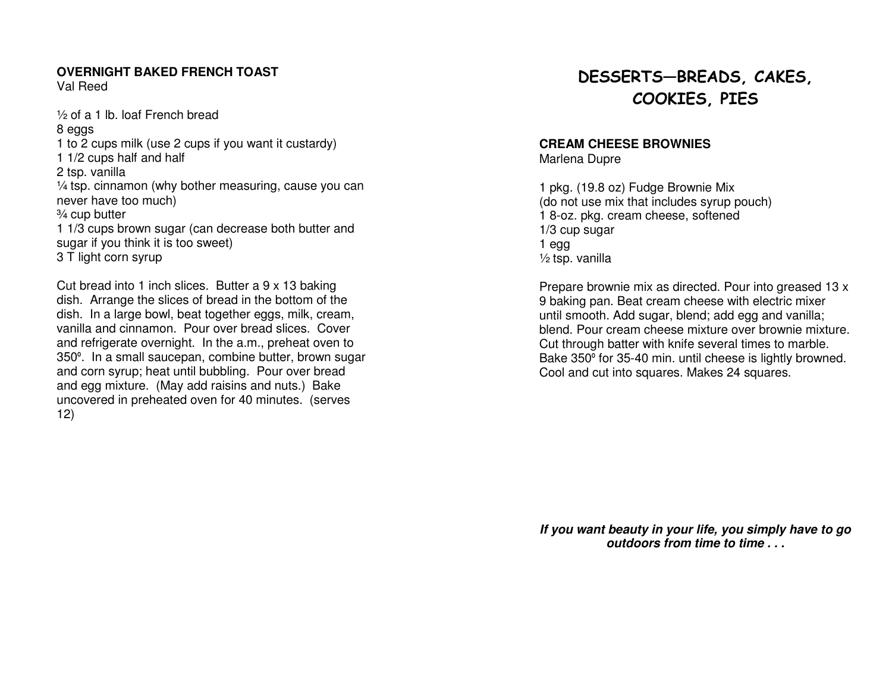**OVERNIGHT BAKED FRENCH TOAST**
Val Reed

½ of a 1 lb. loaf French bread
8 eggs
1 to 2 cups milk (use 2 cups if you want it custardy)
1 1/2 cups half and half
2 tsp. vanilla
¼ tsp. cinnamon (why bother measuring, cause you can never have too much)
¾ cup butter
1 1/3 cups brown sugar (can decrease both butter and sugar if you think it is too sweet)
3 T light corn syrup

Cut bread into 1 inch slices. Butter a 9 x 13 baking dish. Arrange the slices of bread in the bottom of the dish. In a large bowl, beat together eggs, milk, cream, vanilla and cinnamon. Pour over bread slices. Cover and refrigerate overnight. In the a.m., preheat oven to 350º. In a small saucepan, combine butter, brown sugar and corn syrup; heat until bubbling. Pour over bread and egg mixture. (May add raisins and nuts.) Bake uncovered in preheated oven for 40 minutes. (serves 12)

# DESSERTS—BREADS, CAKES, COOKIES, PIES

**CREAM CHEESE BROWNIES**
Marlena Dupre

1 pkg. (19.8 oz) Fudge Brownie Mix
(do not use mix that includes syrup pouch)
1 8-oz. pkg. cream cheese, softened
1/3 cup sugar
1 egg
½ tsp. vanilla

Prepare brownie mix as directed. Pour into greased 13 x 9 baking pan. Beat cream cheese with electric mixer until smooth. Add sugar, blend; add egg and vanilla; blend. Pour cream cheese mixture over brownie mixture. Cut through batter with knife several times to marble. Bake 350º for 35-40 min. until cheese is lightly browned. Cool and cut into squares. Makes 24 squares.

***If you want beauty in your life, you simply have to go outdoors from time to time . . .***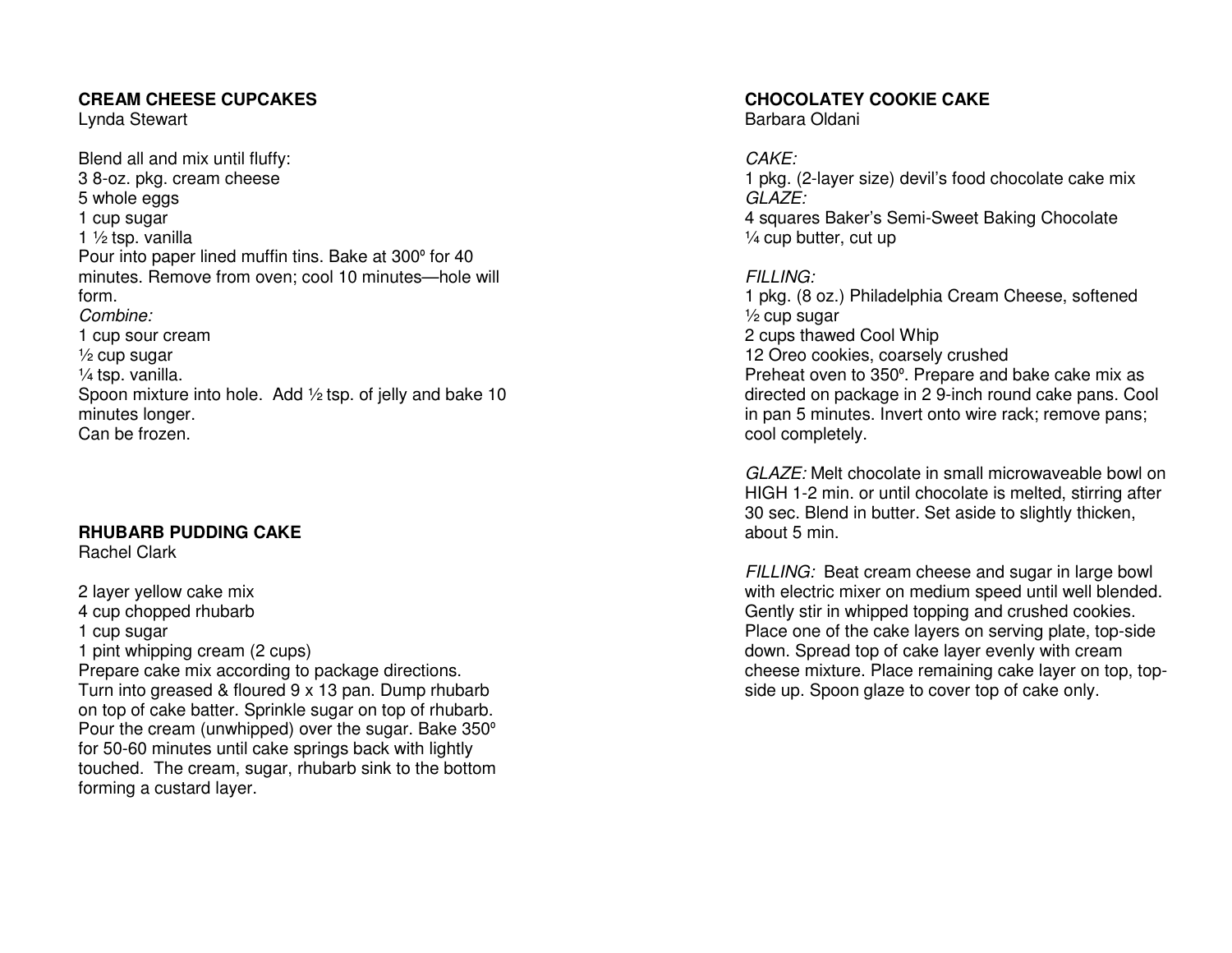**CREAM CHEESE CUPCAKES**
Lynda Stewart

Blend all and mix until fluffy:
3 8-oz. pkg. cream cheese
5 whole eggs
1 cup sugar
1 ½ tsp. vanilla
Pour into paper lined muffin tins. Bake at 300º for 40 minutes. Remove from oven; cool 10 minutes—hole will form.
*Combine:*
1 cup sour cream
½ cup sugar
¼ tsp. vanilla.
Spoon mixture into hole. Add ½ tsp. of jelly and bake 10 minutes longer.
Can be frozen.

**RHUBARB PUDDING CAKE**
Rachel Clark

2 layer yellow cake mix
4 cup chopped rhubarb
1 cup sugar
1 pint whipping cream (2 cups)
Prepare cake mix according to package directions. Turn into greased & floured 9 x 13 pan. Dump rhubarb on top of cake batter. Sprinkle sugar on top of rhubarb. Pour the cream (unwhipped) over the sugar. Bake 350º for 50-60 minutes until cake springs back with lightly touched. The cream, sugar, rhubarb sink to the bottom forming a custard layer.

**CHOCOLATEY COOKIE CAKE**
Barbara Oldani

*CAKE:*
1 pkg. (2-layer size) devil's food chocolate cake mix
*GLAZE:*
4 squares Baker's Semi-Sweet Baking Chocolate
¼ cup butter, cut up

*FILLING:*
1 pkg. (8 oz.) Philadelphia Cream Cheese, softened
½ cup sugar
2 cups thawed Cool Whip
12 Oreo cookies, coarsely crushed
Preheat oven to 350º. Prepare and bake cake mix as directed on package in 2 9-inch round cake pans. Cool in pan 5 minutes. Invert onto wire rack; remove pans; cool completely.

*GLAZE:* Melt chocolate in small microwaveable bowl on HIGH 1-2 min. or until chocolate is melted, stirring after 30 sec. Blend in butter. Set aside to slightly thicken, about 5 min.

*FILLING:* Beat cream cheese and sugar in large bowl with electric mixer on medium speed until well blended. Gently stir in whipped topping and crushed cookies. Place one of the cake layers on serving plate, top-side down. Spread top of cake layer evenly with cream cheese mixture. Place remaining cake layer on top, top-side up. Spoon glaze to cover top of cake only.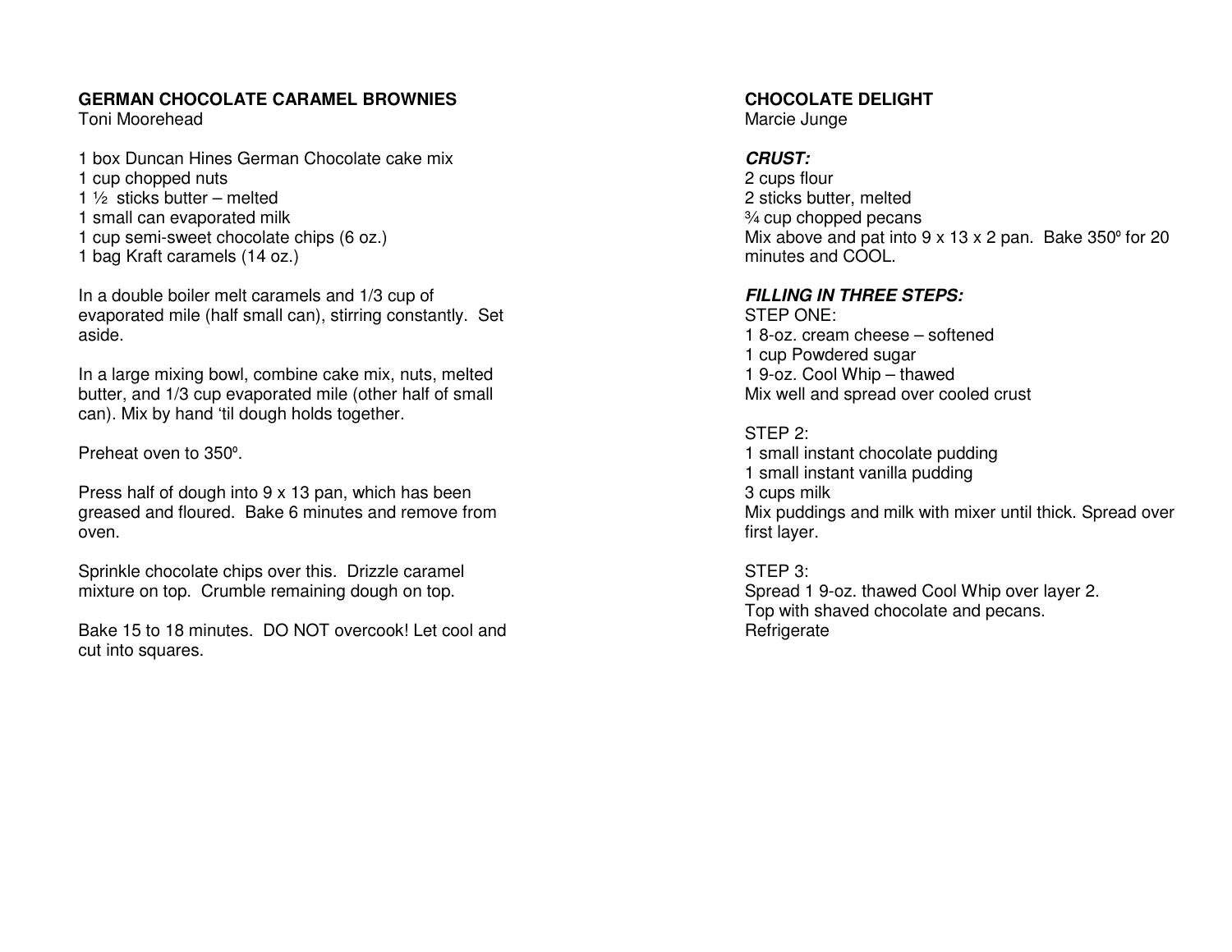**GERMAN CHOCOLATE CARAMEL BROWNIES**
Toni Moorehead

1 box Duncan Hines German Chocolate cake mix
1 cup chopped nuts
1 ½ sticks butter – melted
1 small can evaporated milk
1 cup semi-sweet chocolate chips (6 oz.)
1 bag Kraft caramels (14 oz.)

In a double boiler melt caramels and 1/3 cup of evaporated mile (half small can), stirring constantly. Set aside.

In a large mixing bowl, combine cake mix, nuts, melted butter, and 1/3 cup evaporated mile (other half of small can). Mix by hand 'til dough holds together.

Preheat oven to 350º.

Press half of dough into 9 x 13 pan, which has been greased and floured. Bake 6 minutes and remove from oven.

Sprinkle chocolate chips over this. Drizzle caramel mixture on top. Crumble remaining dough on top.

Bake 15 to 18 minutes. DO NOT overcook! Let cool and cut into squares.

**CHOCOLATE DELIGHT**
Marcie Junge

***CRUST:***
2 cups flour
2 sticks butter, melted
¾ cup chopped pecans
Mix above and pat into 9 x 13 x 2 pan. Bake 350º for 20 minutes and COOL.

***FILLING IN THREE STEPS:***
STEP ONE:
1 8-oz. cream cheese – softened
1 cup Powdered sugar
1 9-oz. Cool Whip – thawed
Mix well and spread over cooled crust

STEP 2:
1 small instant chocolate pudding
1 small instant vanilla pudding
3 cups milk
Mix puddings and milk with mixer until thick. Spread over first layer.

STEP 3:
Spread 1 9-oz. thawed Cool Whip over layer 2.
Top with shaved chocolate and pecans.
Refrigerate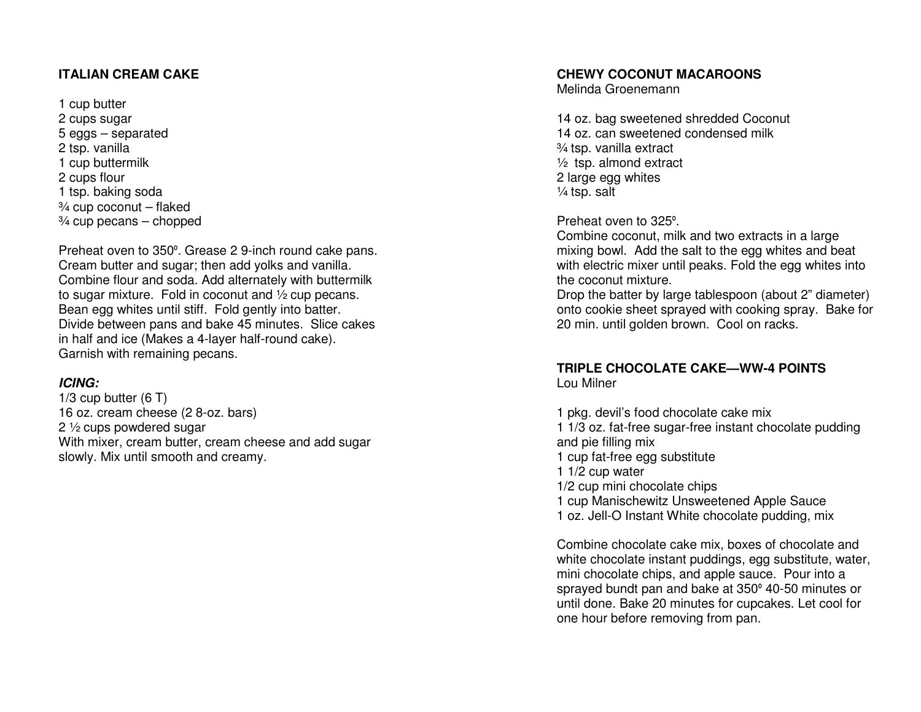**ITALIAN CREAM CAKE**

1 cup butter
2 cups sugar
5 eggs – separated
2 tsp. vanilla
1 cup buttermilk
2 cups flour
1 tsp. baking soda
¾ cup coconut – flaked
¾ cup pecans – chopped

Preheat oven to 350º. Grease 2 9-inch round cake pans. Cream butter and sugar; then add yolks and vanilla. Combine flour and soda. Add alternately with buttermilk to sugar mixture. Fold in coconut and ½ cup pecans. Bean egg whites until stiff. Fold gently into batter. Divide between pans and bake 45 minutes. Slice cakes in half and ice (Makes a 4-layer half-round cake). Garnish with remaining pecans.

***ICING:***

1/3 cup butter (6 T)
16 oz. cream cheese (2 8-oz. bars)
2 ½ cups powdered sugar
With mixer, cream butter, cream cheese and add sugar slowly. Mix until smooth and creamy.

**CHEWY COCONUT MACAROONS**
Melinda Groenemann

14 oz. bag sweetened shredded Coconut
14 oz. can sweetened condensed milk
¾ tsp. vanilla extract
½ tsp. almond extract
2 large egg whites
¼ tsp. salt

Preheat oven to 325º.
Combine coconut, milk and two extracts in a large mixing bowl. Add the salt to the egg whites and beat with electric mixer until peaks. Fold the egg whites into the coconut mixture.
Drop the batter by large tablespoon (about 2" diameter) onto cookie sheet sprayed with cooking spray. Bake for 20 min. until golden brown. Cool on racks.

**TRIPLE CHOCOLATE CAKE—WW-4 POINTS**
Lou Milner

1 pkg. devil's food chocolate cake mix
1 1/3 oz. fat-free sugar-free instant chocolate pudding and pie filling mix
1 cup fat-free egg substitute
1 1/2 cup water
1/2 cup mini chocolate chips
1 cup Manischewitz Unsweetened Apple Sauce
1 oz. Jell-O Instant White chocolate pudding, mix

Combine chocolate cake mix, boxes of chocolate and white chocolate instant puddings, egg substitute, water, mini chocolate chips, and apple sauce. Pour into a sprayed bundt pan and bake at 350º 40-50 minutes or until done. Bake 20 minutes for cupcakes. Let cool for one hour before removing from pan.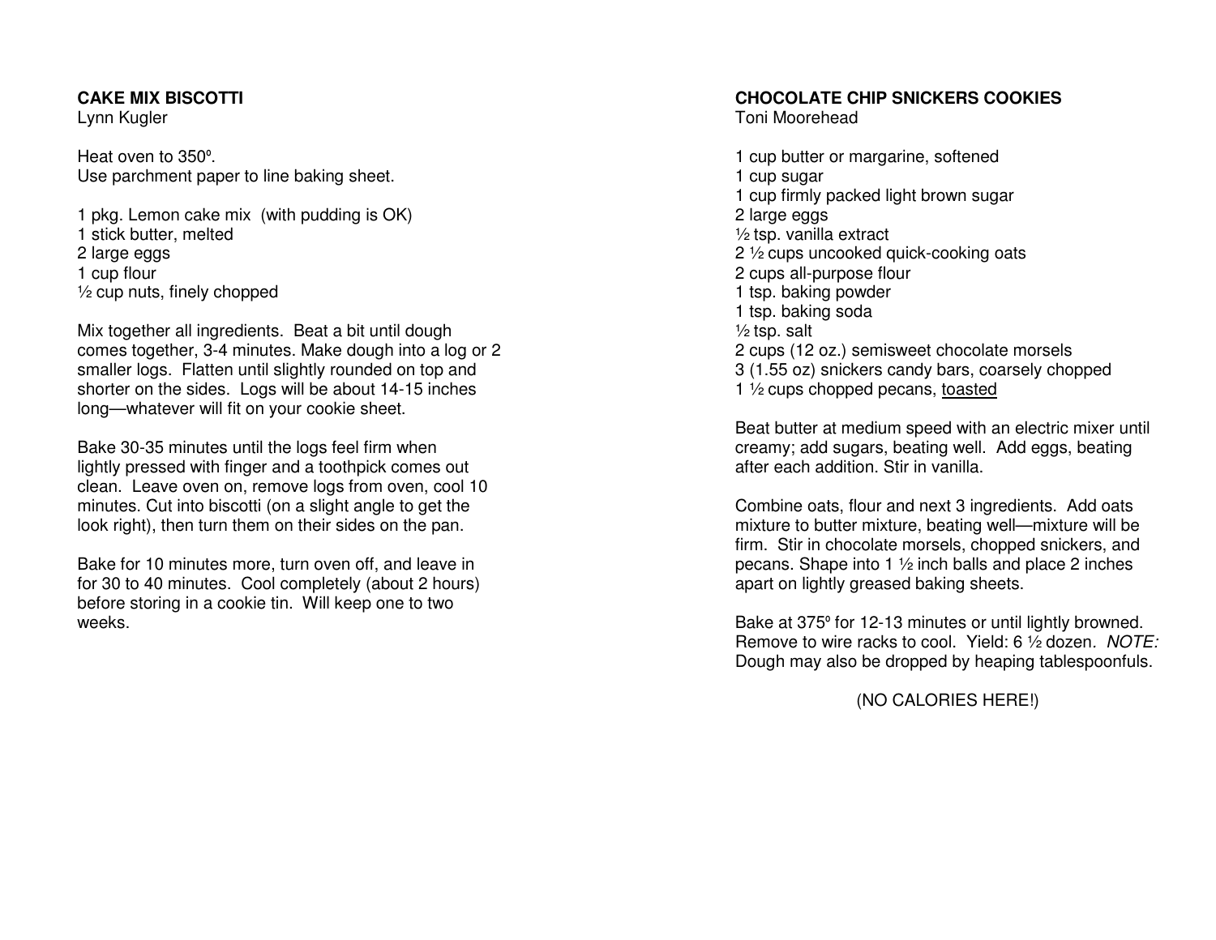## CAKE MIX BISCOTTI

Lynn Kugler

Heat oven to 350º.
Use parchment paper to line baking sheet.

1 pkg. Lemon cake mix (with pudding is OK)
1 stick butter, melted
2 large eggs
1 cup flour
½ cup nuts, finely chopped

Mix together all ingredients. Beat a bit until dough comes together, 3-4 minutes. Make dough into a log or 2 smaller logs. Flatten until slightly rounded on top and shorter on the sides. Logs will be about 14-15 inches long—whatever will fit on your cookie sheet.

Bake 30-35 minutes until the logs feel firm when lightly pressed with finger and a toothpick comes out clean. Leave oven on, remove logs from oven, cool 10 minutes. Cut into biscotti (on a slight angle to get the look right), then turn them on their sides on the pan.

Bake for 10 minutes more, turn oven off, and leave in for 30 to 40 minutes. Cool completely (about 2 hours) before storing in a cookie tin. Will keep one to two weeks.

## CHOCOLATE CHIP SNICKERS COOKIES

Toni Moorehead

1 cup butter or margarine, softened
1 cup sugar
1 cup firmly packed light brown sugar
2 large eggs
½ tsp. vanilla extract
2 ½ cups uncooked quick-cooking oats
2 cups all-purpose flour
1 tsp. baking powder
1 tsp. baking soda
½ tsp. salt
2 cups (12 oz.) semisweet chocolate morsels
3 (1.55 oz) snickers candy bars, coarsely chopped
1 ½ cups chopped pecans, <u>toasted</u>

Beat butter at medium speed with an electric mixer until creamy; add sugars, beating well. Add eggs, beating after each addition. Stir in vanilla.

Combine oats, flour and next 3 ingredients. Add oats mixture to butter mixture, beating well—mixture will be firm. Stir in chocolate morsels, chopped snickers, and pecans. Shape into 1 ½ inch balls and place 2 inches apart on lightly greased baking sheets.

Bake at 375º for 12-13 minutes or until lightly browned. Remove to wire racks to cool. Yield: 6 ½ dozen. *NOTE:* Dough may also be dropped by heaping tablespoonfuls.

(NO CALORIES HERE!)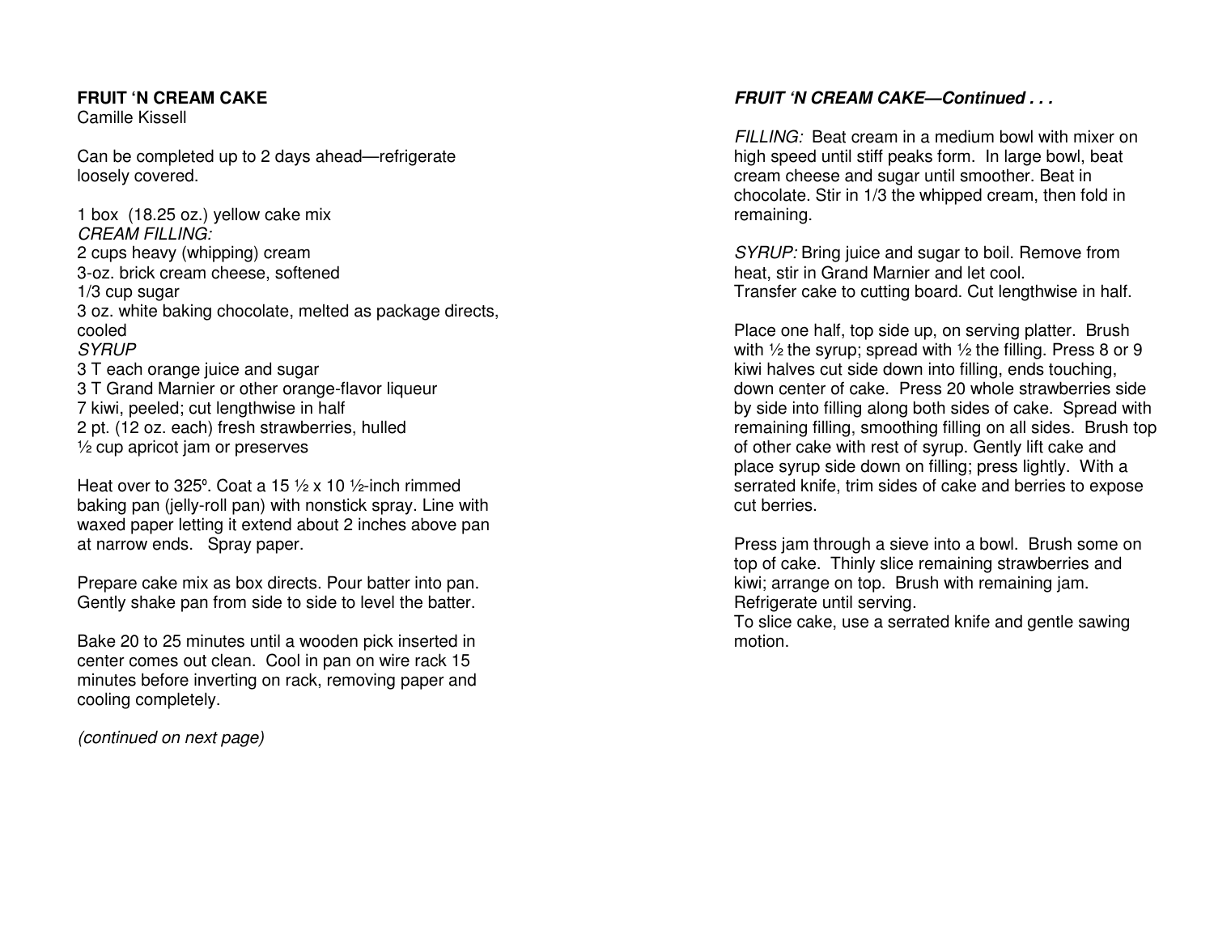**FRUIT 'N CREAM CAKE**
Camille Kissell

Can be completed up to 2 days ahead—refrigerate loosely covered.

1 box (18.25 oz.) yellow cake mix
*CREAM FILLING:*
2 cups heavy (whipping) cream
3-oz. brick cream cheese, softened
1/3 cup sugar
3 oz. white baking chocolate, melted as package directs, cooled
*SYRUP*
3 T each orange juice and sugar
3 T Grand Marnier or other orange-flavor liqueur
7 kiwi, peeled; cut lengthwise in half
2 pt. (12 oz. each) fresh strawberries, hulled
½ cup apricot jam or preserves

Heat over to 325º. Coat a 15 ½ x 10 ½-inch rimmed baking pan (jelly-roll pan) with nonstick spray. Line with waxed paper letting it extend about 2 inches above pan at narrow ends. Spray paper.

Prepare cake mix as box directs. Pour batter into pan. Gently shake pan from side to side to level the batter.

Bake 20 to 25 minutes until a wooden pick inserted in center comes out clean. Cool in pan on wire rack 15 minutes before inverting on rack, removing paper and cooling completely.

*(continued on next page)*

***FRUIT 'N CREAM CAKE—Continued . . .***

*FILLING:* Beat cream in a medium bowl with mixer on high speed until stiff peaks form. In large bowl, beat cream cheese and sugar until smoother. Beat in chocolate. Stir in 1/3 the whipped cream, then fold in remaining.

*SYRUP:* Bring juice and sugar to boil. Remove from heat, stir in Grand Marnier and let cool.
Transfer cake to cutting board. Cut lengthwise in half.

Place one half, top side up, on serving platter. Brush with ½ the syrup; spread with ½ the filling. Press 8 or 9 kiwi halves cut side down into filling, ends touching, down center of cake. Press 20 whole strawberries side by side into filling along both sides of cake. Spread with remaining filling, smoothing filling on all sides. Brush top of other cake with rest of syrup. Gently lift cake and place syrup side down on filling; press lightly. With a serrated knife, trim sides of cake and berries to expose cut berries.

Press jam through a sieve into a bowl. Brush some on top of cake. Thinly slice remaining strawberries and kiwi; arrange on top. Brush with remaining jam. Refrigerate until serving.
To slice cake, use a serrated knife and gentle sawing motion.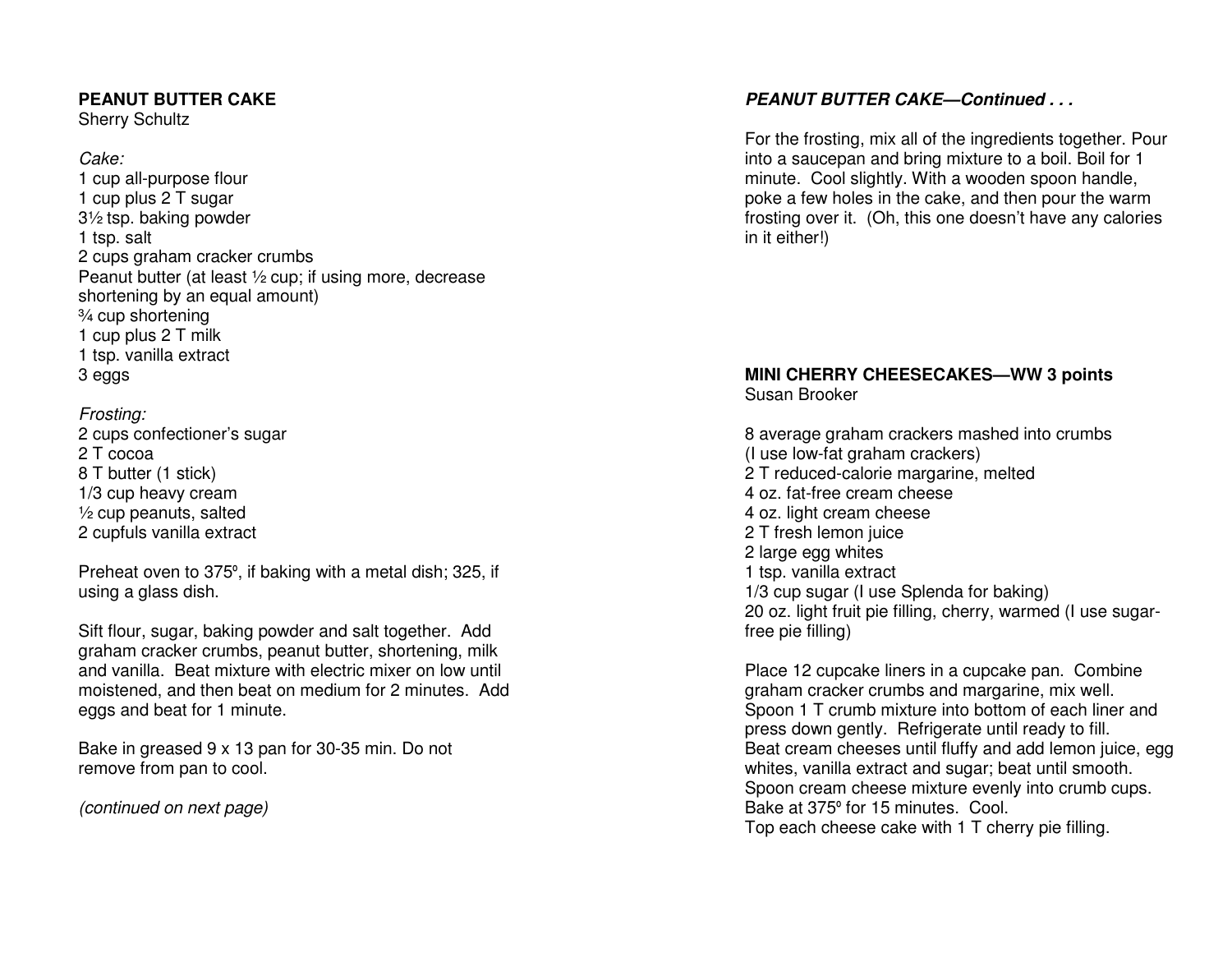**PEANUT BUTTER CAKE**
Sherry Schultz

*Cake:*
1 cup all-purpose flour
1 cup plus 2 T sugar
3½ tsp. baking powder
1 tsp. salt
2 cups graham cracker crumbs
Peanut butter (at least ½ cup; if using more, decrease shortening by an equal amount)
¾ cup shortening
1 cup plus 2 T milk
1 tsp. vanilla extract
3 eggs

*Frosting:*
2 cups confectioner's sugar
2 T cocoa
8 T butter (1 stick)
1/3 cup heavy cream
½ cup peanuts, salted
2 cupfuls vanilla extract

Preheat oven to 375º, if baking with a metal dish; 325, if using a glass dish.

Sift flour, sugar, baking powder and salt together. Add graham cracker crumbs, peanut butter, shortening, milk and vanilla. Beat mixture with electric mixer on low until moistened, and then beat on medium for 2 minutes. Add eggs and beat for 1 minute.

Bake in greased 9 x 13 pan for 30-35 min. Do not remove from pan to cool.

*(continued on next page)*

***PEANUT BUTTER CAKE—Continued . . .***

For the frosting, mix all of the ingredients together. Pour into a saucepan and bring mixture to a boil. Boil for 1 minute. Cool slightly. With a wooden spoon handle, poke a few holes in the cake, and then pour the warm frosting over it. (Oh, this one doesn't have any calories in it either!)

**MINI CHERRY CHEESECAKES—WW 3 points**
Susan Brooker

8 average graham crackers mashed into crumbs (I use low-fat graham crackers)
2 T reduced-calorie margarine, melted
4 oz. fat-free cream cheese
4 oz. light cream cheese
2 T fresh lemon juice
2 large egg whites
1 tsp. vanilla extract
1/3 cup sugar (I use Splenda for baking)
20 oz. light fruit pie filling, cherry, warmed (I use sugar-free pie filling)

Place 12 cupcake liners in a cupcake pan. Combine graham cracker crumbs and margarine, mix well.
Spoon 1 T crumb mixture into bottom of each liner and press down gently. Refrigerate until ready to fill.
Beat cream cheeses until fluffy and add lemon juice, egg whites, vanilla extract and sugar; beat until smooth.
Spoon cream cheese mixture evenly into crumb cups.
Bake at 375º for 15 minutes. Cool.
Top each cheese cake with 1 T cherry pie filling.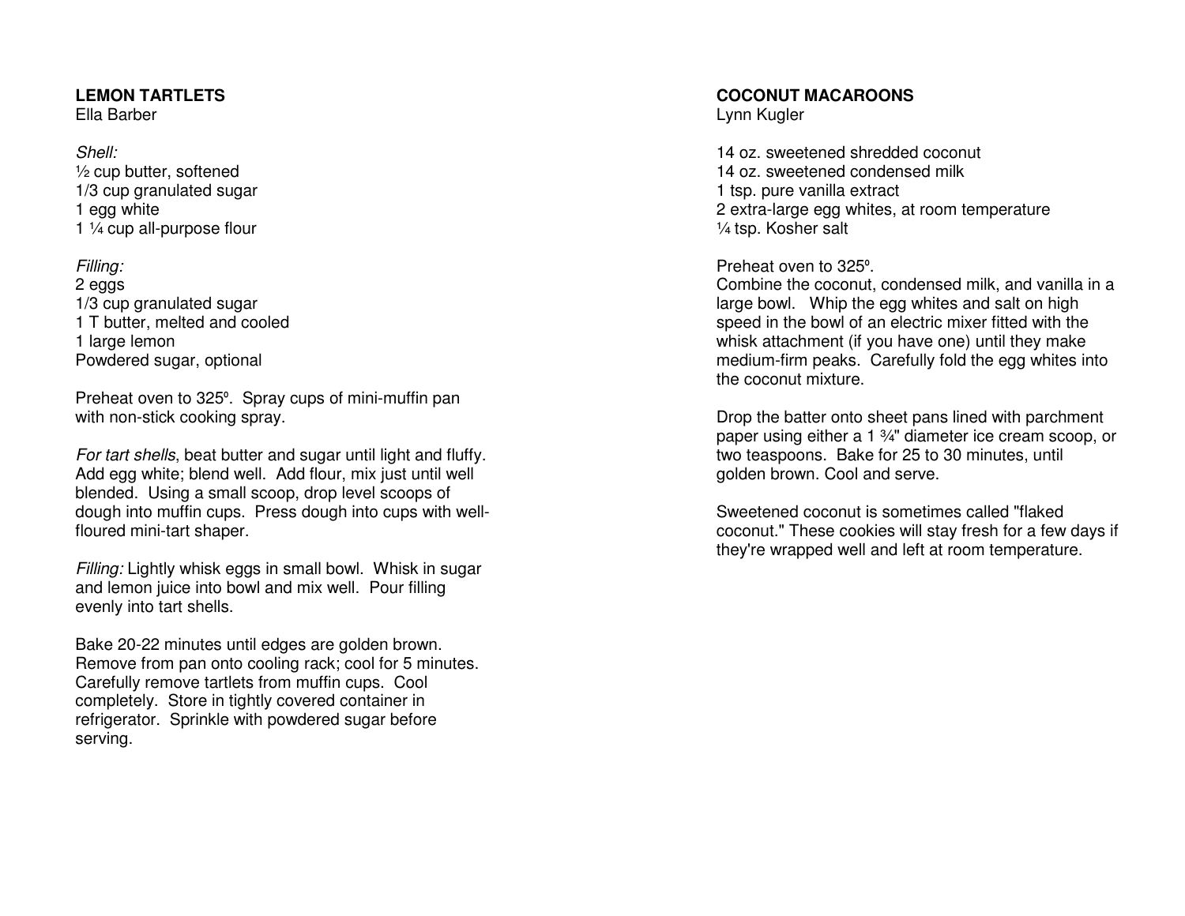## LEMON TARTLETS

Ella Barber

*Shell:*

½ cup butter, softened
1/3 cup granulated sugar
1 egg white
1 ¼ cup all-purpose flour

*Filling:*

2 eggs
1/3 cup granulated sugar
1 T butter, melted and cooled
1 large lemon
Powdered sugar, optional

Preheat oven to 325º. Spray cups of mini-muffin pan with non-stick cooking spray.

*For tart shells*, beat butter and sugar until light and fluffy. Add egg white; blend well. Add flour, mix just until well blended. Using a small scoop, drop level scoops of dough into muffin cups. Press dough into cups with well-floured mini-tart shaper.

*Filling:* Lightly whisk eggs in small bowl. Whisk in sugar and lemon juice into bowl and mix well. Pour filling evenly into tart shells.

Bake 20-22 minutes until edges are golden brown. Remove from pan onto cooling rack; cool for 5 minutes. Carefully remove tartlets from muffin cups. Cool completely. Store in tightly covered container in refrigerator. Sprinkle with powdered sugar before serving.

## COCONUT MACAROONS

Lynn Kugler

14 oz. sweetened shredded coconut
14 oz. sweetened condensed milk
1 tsp. pure vanilla extract
2 extra-large egg whites, at room temperature
¼ tsp. Kosher salt

Preheat oven to 325º.
Combine the coconut, condensed milk, and vanilla in a large bowl. Whip the egg whites and salt on high speed in the bowl of an electric mixer fitted with the whisk attachment (if you have one) until they make medium-firm peaks. Carefully fold the egg whites into the coconut mixture.

Drop the batter onto sheet pans lined with parchment paper using either a 1 ¾" diameter ice cream scoop, or two teaspoons. Bake for 25 to 30 minutes, until golden brown. Cool and serve.

Sweetened coconut is sometimes called "flaked coconut." These cookies will stay fresh for a few days if they're wrapped well and left at room temperature.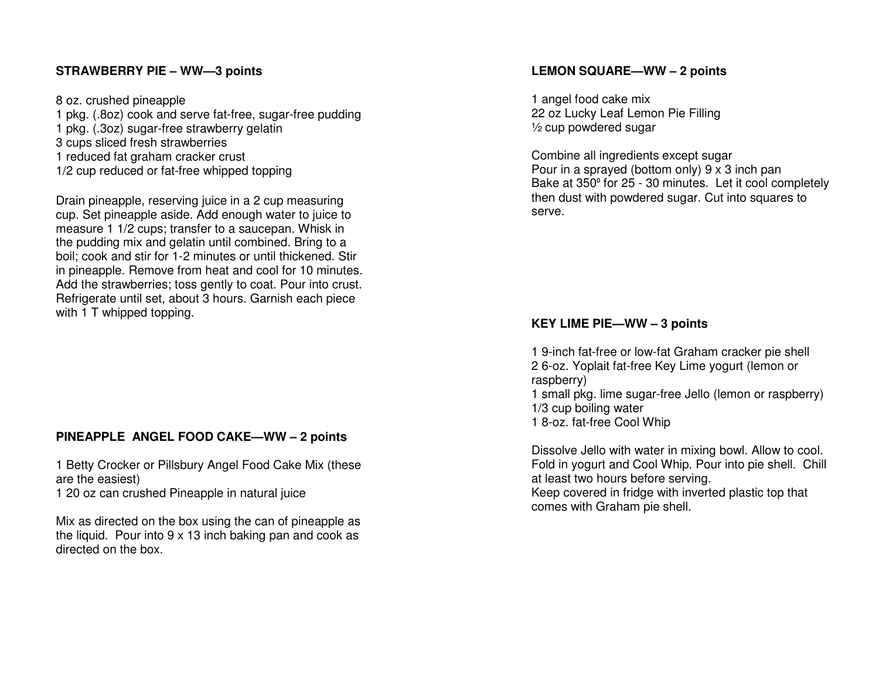**STRAWBERRY PIE – WW—3 points**

8 oz. crushed pineapple
1 pkg. (.8oz) cook and serve fat-free, sugar-free pudding
1 pkg. (.3oz) sugar-free strawberry gelatin
3 cups sliced fresh strawberries
1 reduced fat graham cracker crust
1/2 cup reduced or fat-free whipped topping

Drain pineapple, reserving juice in a 2 cup measuring cup. Set pineapple aside. Add enough water to juice to measure 1 1/2 cups; transfer to a saucepan. Whisk in the pudding mix and gelatin until combined. Bring to a boil; cook and stir for 1-2 minutes or until thickened. Stir in pineapple. Remove from heat and cool for 10 minutes. Add the strawberries; toss gently to coat. Pour into crust. Refrigerate until set, about 3 hours. Garnish each piece with 1 T whipped topping.

**PINEAPPLE ANGEL FOOD CAKE—WW – 2 points**

1 Betty Crocker or Pillsbury Angel Food Cake Mix (these are the easiest)
1 20 oz can crushed Pineapple in natural juice

Mix as directed on the box using the can of pineapple as the liquid. Pour into 9 x 13 inch baking pan and cook as directed on the box.

**LEMON SQUARE—WW – 2 points**

1 angel food cake mix
22 oz Lucky Leaf Lemon Pie Filling
½ cup powdered sugar

Combine all ingredients except sugar
Pour in a sprayed (bottom only) 9 x 3 inch pan
Bake at 350º for 25 - 30 minutes. Let it cool completely then dust with powdered sugar. Cut into squares to serve.

**KEY LIME PIE—WW – 3 points**

1 9-inch fat-free or low-fat Graham cracker pie shell
2 6-oz. Yoplait fat-free Key Lime yogurt (lemon or raspberry)
1 small pkg. lime sugar-free Jello (lemon or raspberry)
1/3 cup boiling water
1 8-oz. fat-free Cool Whip

Dissolve Jello with water in mixing bowl. Allow to cool. Fold in yogurt and Cool Whip. Pour into pie shell. Chill at least two hours before serving.
Keep covered in fridge with inverted plastic top that comes with Graham pie shell.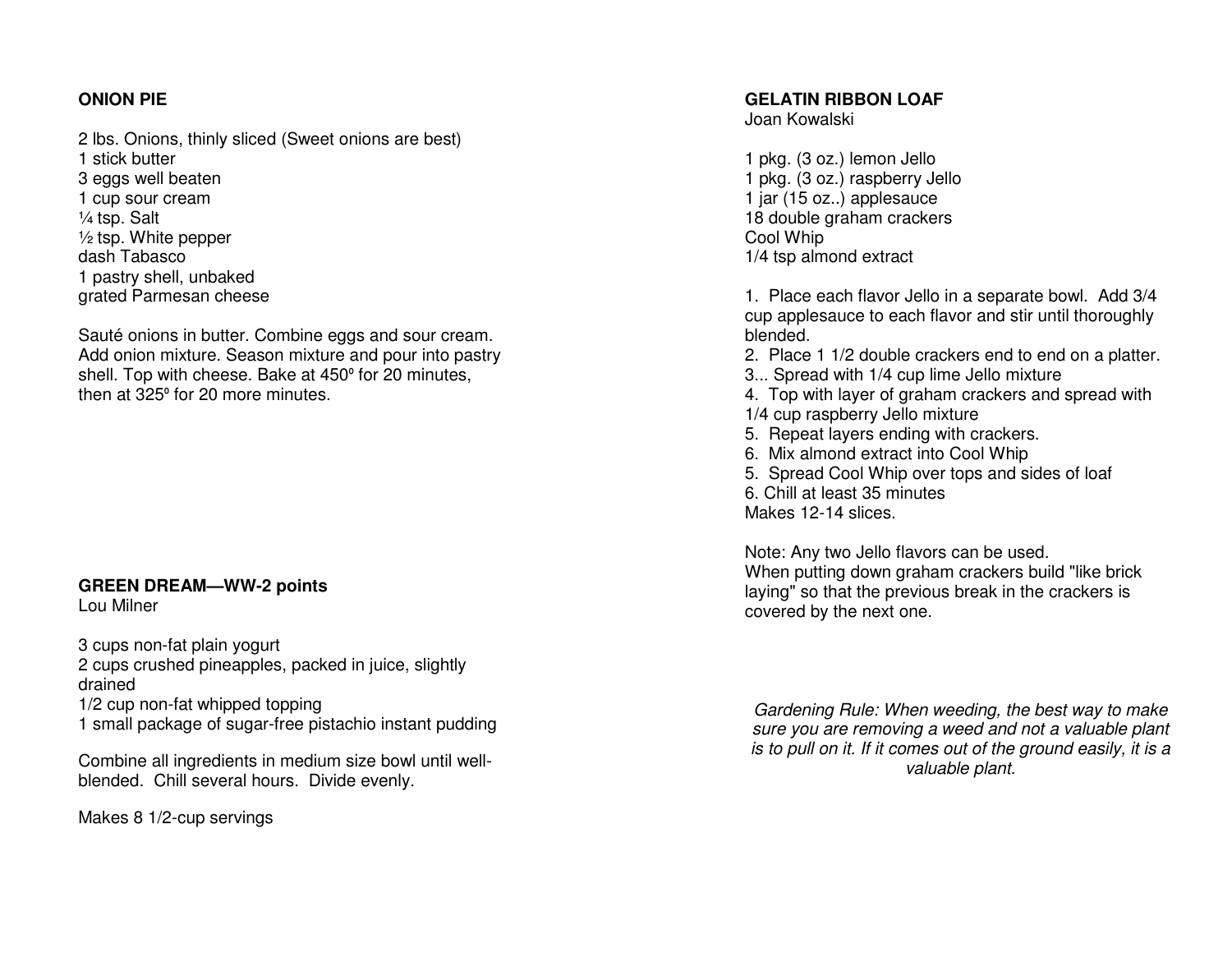## ONION PIE

2 lbs. Onions, thinly sliced (Sweet onions are best)
1 stick butter
3 eggs well beaten
1 cup sour cream
¼ tsp. Salt
½ tsp. White pepper
dash Tabasco
1 pastry shell, unbaked
grated Parmesan cheese

Sauté onions in butter. Combine eggs and sour cream. Add onion mixture. Season mixture and pour into pastry shell. Top with cheese. Bake at 450º for 20 minutes, then at 325º for 20 more minutes.

## GREEN DREAM—WW-2 points

Lou Milner

3 cups non-fat plain yogurt
2 cups crushed pineapples, packed in juice, slightly drained
1/2 cup non-fat whipped topping
1 small package of sugar-free pistachio instant pudding

Combine all ingredients in medium size bowl until well-blended. Chill several hours. Divide evenly.

Makes 8 1/2-cup servings

## GELATIN RIBBON LOAF

Joan Kowalski

1 pkg. (3 oz.) lemon Jello
1 pkg. (3 oz.) raspberry Jello
1 jar (15 oz..) applesauce
18 double graham crackers
Cool Whip
1/4 tsp almond extract

1. Place each flavor Jello in a separate bowl. Add 3/4 cup applesauce to each flavor and stir until thoroughly blended.
2. Place 1 1/2 double crackers end to end on a platter.
3... Spread with 1/4 cup lime Jello mixture
4. Top with layer of graham crackers and spread with 1/4 cup raspberry Jello mixture
5. Repeat layers ending with crackers.
6. Mix almond extract into Cool Whip
5. Spread Cool Whip over tops and sides of loaf
6. Chill at least 35 minutes
Makes 12-14 slices.

Note: Any two Jello flavors can be used.
When putting down graham crackers build "like brick laying" so that the previous break in the crackers is covered by the next one.

*Gardening Rule: When weeding, the best way to make sure you are removing a weed and not a valuable plant is to pull on it. If it comes out of the ground easily, it is a valuable plant.*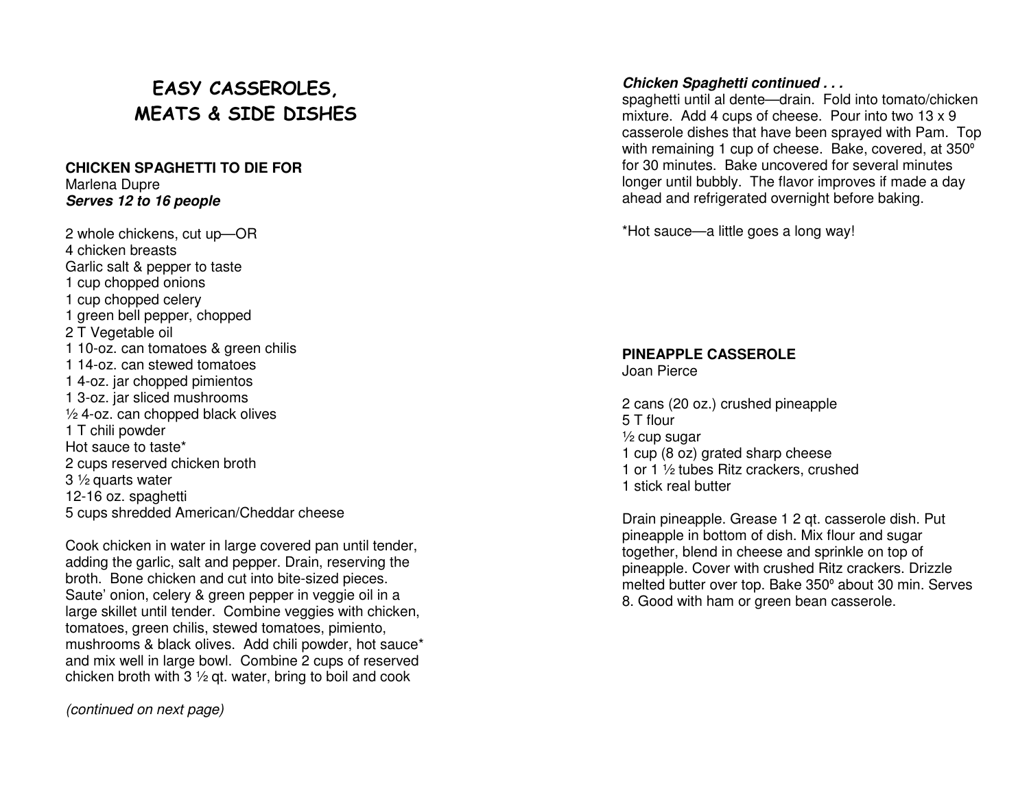# EASY CASSEROLES, MEATS & SIDE DISHES

## CHICKEN SPAGHETTI TO DIE FOR

Marlena Dupre
***Serves 12 to 16 people***

2 whole chickens, cut up—OR
4 chicken breasts
Garlic salt & pepper to taste
1 cup chopped onions
1 cup chopped celery
1 green bell pepper, chopped
2 T Vegetable oil
1 10-oz. can tomatoes & green chilis
1 14-oz. can stewed tomatoes
1 4-oz. jar chopped pimientos
1 3-oz. jar sliced mushrooms
½ 4-oz. can chopped black olives
1 T chili powder
Hot sauce to taste*
2 cups reserved chicken broth
3 ½ quarts water
12-16 oz. spaghetti
5 cups shredded American/Cheddar cheese

Cook chicken in water in large covered pan until tender, adding the garlic, salt and pepper. Drain, reserving the broth. Bone chicken and cut into bite-sized pieces. Saute' onion, celery & green pepper in veggie oil in a large skillet until tender. Combine veggies with chicken, tomatoes, green chilis, stewed tomatoes, pimiento, mushrooms & black olives. Add chili powder, hot sauce* and mix well in large bowl. Combine 2 cups of reserved chicken broth with 3 ½ qt. water, bring to boil and cook

*(continued on next page)*

***Chicken Spaghetti continued . . .***

spaghetti until al dente—drain. Fold into tomato/chicken mixture. Add 4 cups of cheese. Pour into two 13 x 9 casserole dishes that have been sprayed with Pam. Top with remaining 1 cup of cheese. Bake, covered, at 350º for 30 minutes. Bake uncovered for several minutes longer until bubbly. The flavor improves if made a day ahead and refrigerated overnight before baking.

*Hot sauce—a little goes a long way!

## PINEAPPLE CASSEROLE

Joan Pierce

2 cans (20 oz.) crushed pineapple
5 T flour
½ cup sugar
1 cup (8 oz) grated sharp cheese
1 or 1 ½ tubes Ritz crackers, crushed
1 stick real butter

Drain pineapple. Grease 1 2 qt. casserole dish. Put pineapple in bottom of dish. Mix flour and sugar together, blend in cheese and sprinkle on top of pineapple. Cover with crushed Ritz crackers. Drizzle melted butter over top. Bake 350º about 30 min. Serves 8. Good with ham or green bean casserole.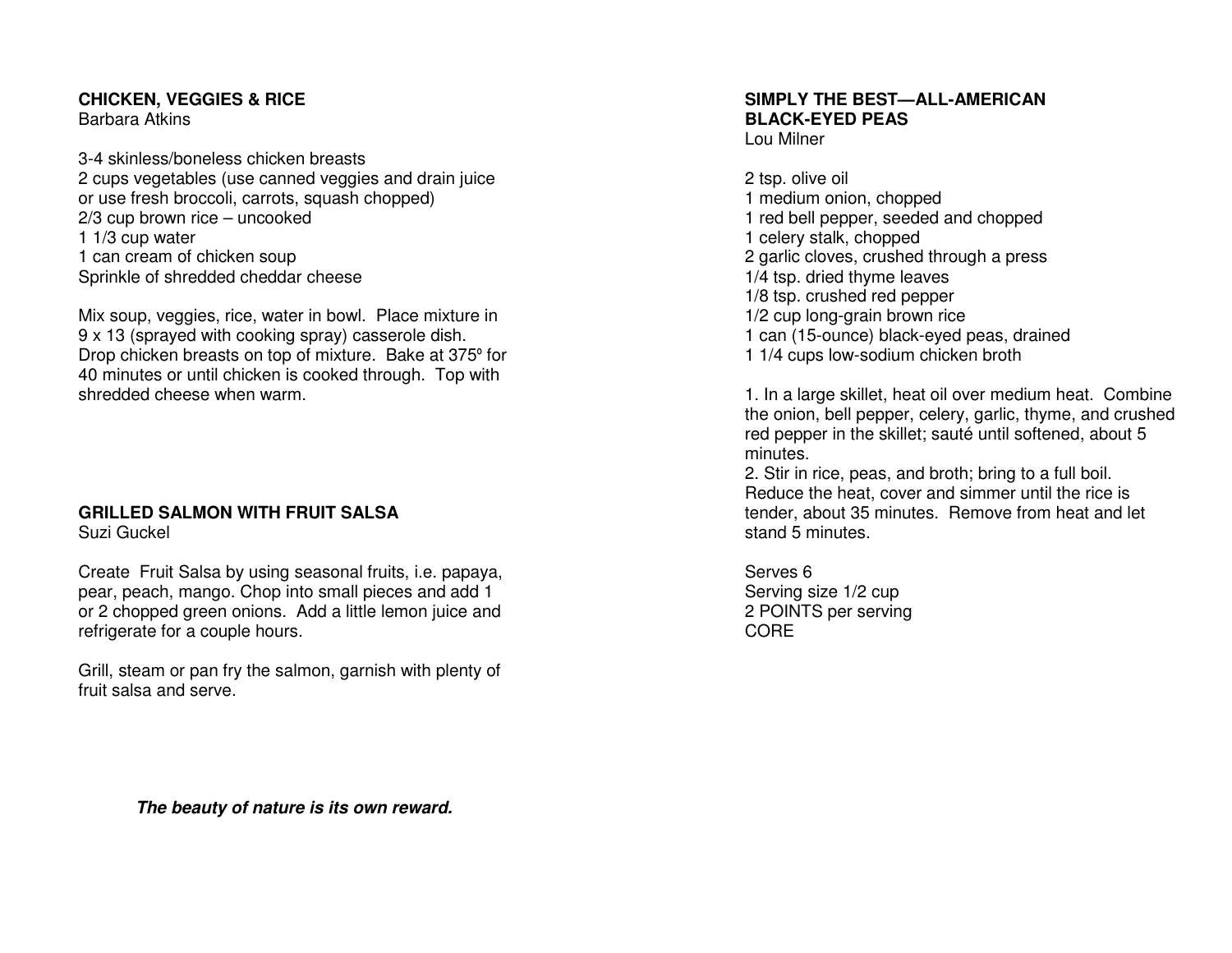## CHICKEN, VEGGIES & RICE

Barbara Atkins

3-4 skinless/boneless chicken breasts
2 cups vegetables (use canned veggies and drain juice or use fresh broccoli, carrots, squash chopped)
2/3 cup brown rice – uncooked
1 1/3 cup water
1 can cream of chicken soup
Sprinkle of shredded cheddar cheese

Mix soup, veggies, rice, water in bowl. Place mixture in 9 x 13 (sprayed with cooking spray) casserole dish. Drop chicken breasts on top of mixture. Bake at 375º for 40 minutes or until chicken is cooked through. Top with shredded cheese when warm.

## GRILLED SALMON WITH FRUIT SALSA

Suzi Guckel

Create Fruit Salsa by using seasonal fruits, i.e. papaya, pear, peach, mango. Chop into small pieces and add 1 or 2 chopped green onions. Add a little lemon juice and refrigerate for a couple hours.

Grill, steam or pan fry the salmon, garnish with plenty of fruit salsa and serve.

***The beauty of nature is its own reward.***

## SIMPLY THE BEST—ALL-AMERICAN BLACK-EYED PEAS

Lou Milner

2 tsp. olive oil
1 medium onion, chopped
1 red bell pepper, seeded and chopped
1 celery stalk, chopped
2 garlic cloves, crushed through a press
1/4 tsp. dried thyme leaves
1/8 tsp. crushed red pepper
1/2 cup long-grain brown rice
1 can (15-ounce) black-eyed peas, drained
1 1/4 cups low-sodium chicken broth

1. In a large skillet, heat oil over medium heat. Combine the onion, bell pepper, celery, garlic, thyme, and crushed red pepper in the skillet; sauté until softened, about 5 minutes.
2. Stir in rice, peas, and broth; bring to a full boil. Reduce the heat, cover and simmer until the rice is tender, about 35 minutes. Remove from heat and let stand 5 minutes.

Serves 6
Serving size 1/2 cup
2 POINTS per serving
CORE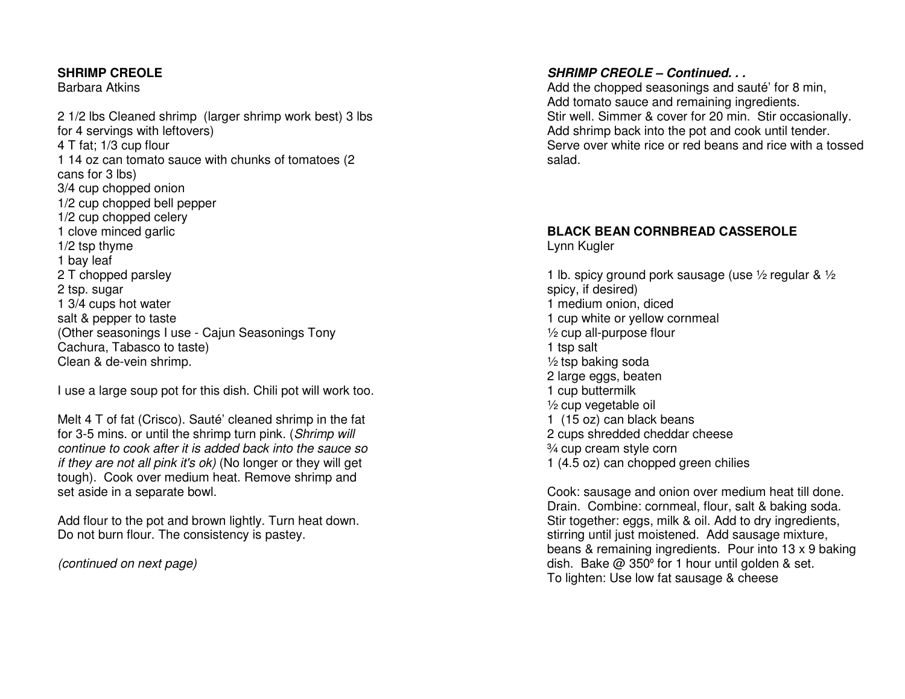**SHRIMP CREOLE**
Barbara Atkins

2 1/2 lbs Cleaned shrimp (larger shrimp work best) 3 lbs for 4 servings with leftovers)
4 T fat; 1/3 cup flour
1 14 oz can tomato sauce with chunks of tomatoes (2 cans for 3 lbs)
3/4 cup chopped onion
1/2 cup chopped bell pepper
1/2 cup chopped celery
1 clove minced garlic
1/2 tsp thyme
1 bay leaf
2 T chopped parsley
2 tsp. sugar
1 3/4 cups hot water
salt & pepper to taste
(Other seasonings I use - Cajun Seasonings Tony Cachura, Tabasco to taste)
Clean & de-vein shrimp.

I use a large soup pot for this dish. Chili pot will work too.

Melt 4 T of fat (Crisco). Sauté' cleaned shrimp in the fat for 3-5 mins. or until the shrimp turn pink. (*Shrimp will continue to cook after it is added back into the sauce so if they are not all pink it's ok)* (No longer or they will get tough). Cook over medium heat. Remove shrimp and set aside in a separate bowl.

Add flour to the pot and brown lightly. Turn heat down. Do not burn flour. The consistency is pastey.

*(continued on next page)*

***SHRIMP CREOLE – Continued. . .***
Add the chopped seasonings and sauté' for 8 min,
Add tomato sauce and remaining ingredients.
Stir well. Simmer & cover for 20 min. Stir occasionally.
Add shrimp back into the pot and cook until tender.
Serve over white rice or red beans and rice with a tossed salad.

**BLACK BEAN CORNBREAD CASSEROLE**
Lynn Kugler

1 lb. spicy ground pork sausage (use ½ regular & ½ spicy, if desired)
1 medium onion, diced
1 cup white or yellow cornmeal
½ cup all-purpose flour
1 tsp salt
½ tsp baking soda
2 large eggs, beaten
1 cup buttermilk
½ cup vegetable oil
1 (15 oz) can black beans
2 cups shredded cheddar cheese
¾ cup cream style corn
1 (4.5 oz) can chopped green chilies

Cook: sausage and onion over medium heat till done. Drain. Combine: cornmeal, flour, salt & baking soda. Stir together: eggs, milk & oil. Add to dry ingredients, stirring until just moistened. Add sausage mixture, beans & remaining ingredients. Pour into 13 x 9 baking dish. Bake @ 350º for 1 hour until golden & set.
To lighten: Use low fat sausage & cheese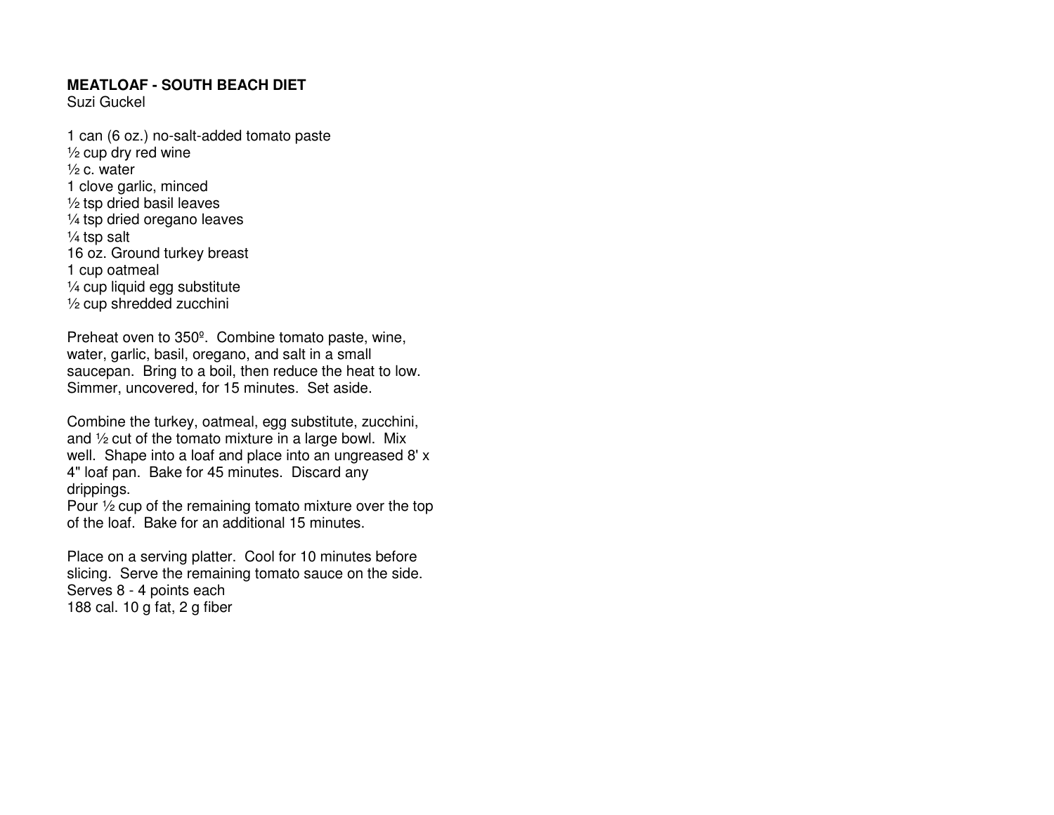**MEATLOAF - SOUTH BEACH DIET**
Suzi Guckel

1 can (6 oz.) no-salt-added tomato paste
½ cup dry red wine
½ c. water
1 clove garlic, minced
½ tsp dried basil leaves
¼ tsp dried oregano leaves
¼ tsp salt
16 oz. Ground turkey breast
1 cup oatmeal
¼ cup liquid egg substitute
½ cup shredded zucchini

Preheat oven to 350º. Combine tomato paste, wine, water, garlic, basil, oregano, and salt in a small saucepan. Bring to a boil, then reduce the heat to low. Simmer, uncovered, for 15 minutes. Set aside.

Combine the turkey, oatmeal, egg substitute, zucchini, and ½ cut of the tomato mixture in a large bowl. Mix well. Shape into a loaf and place into an ungreased 8' x 4" loaf pan. Bake for 45 minutes. Discard any drippings.
Pour ½ cup of the remaining tomato mixture over the top of the loaf. Bake for an additional 15 minutes.

Place on a serving platter. Cool for 10 minutes before slicing. Serve the remaining tomato sauce on the side.
Serves 8 - 4 points each
188 cal. 10 g fat, 2 g fiber